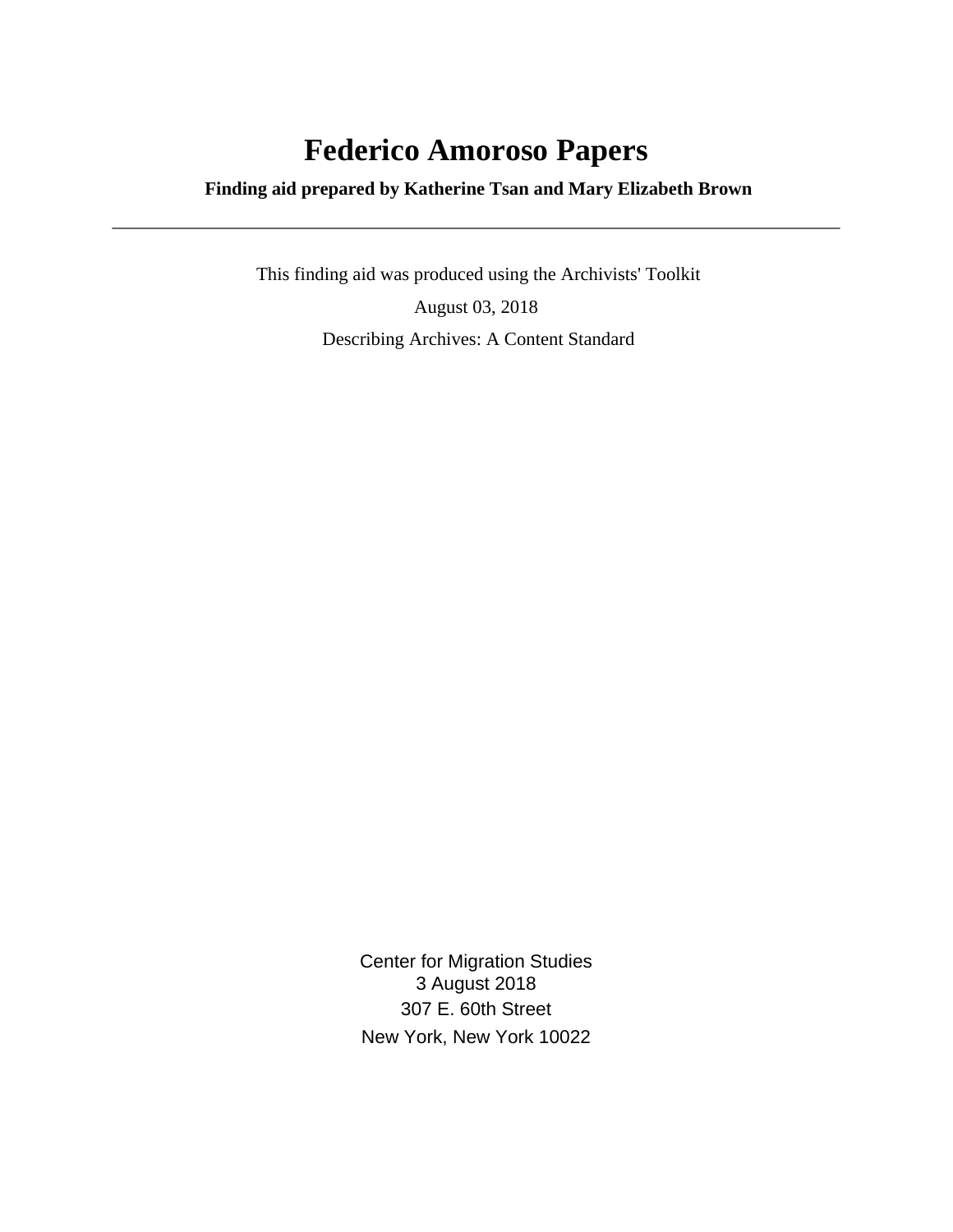# Federico Amoroso Papers

**Finding aid prepared by Katherine Tsan and Mary Elizabeth Brown**

---

This finding aid was produced using the Archivists' Toolkit

August 03, 2018

Describing Archives: A Content Standard

Center for Migration Studies
3 August 2018
307 E. 60th Street
New York, New York 10022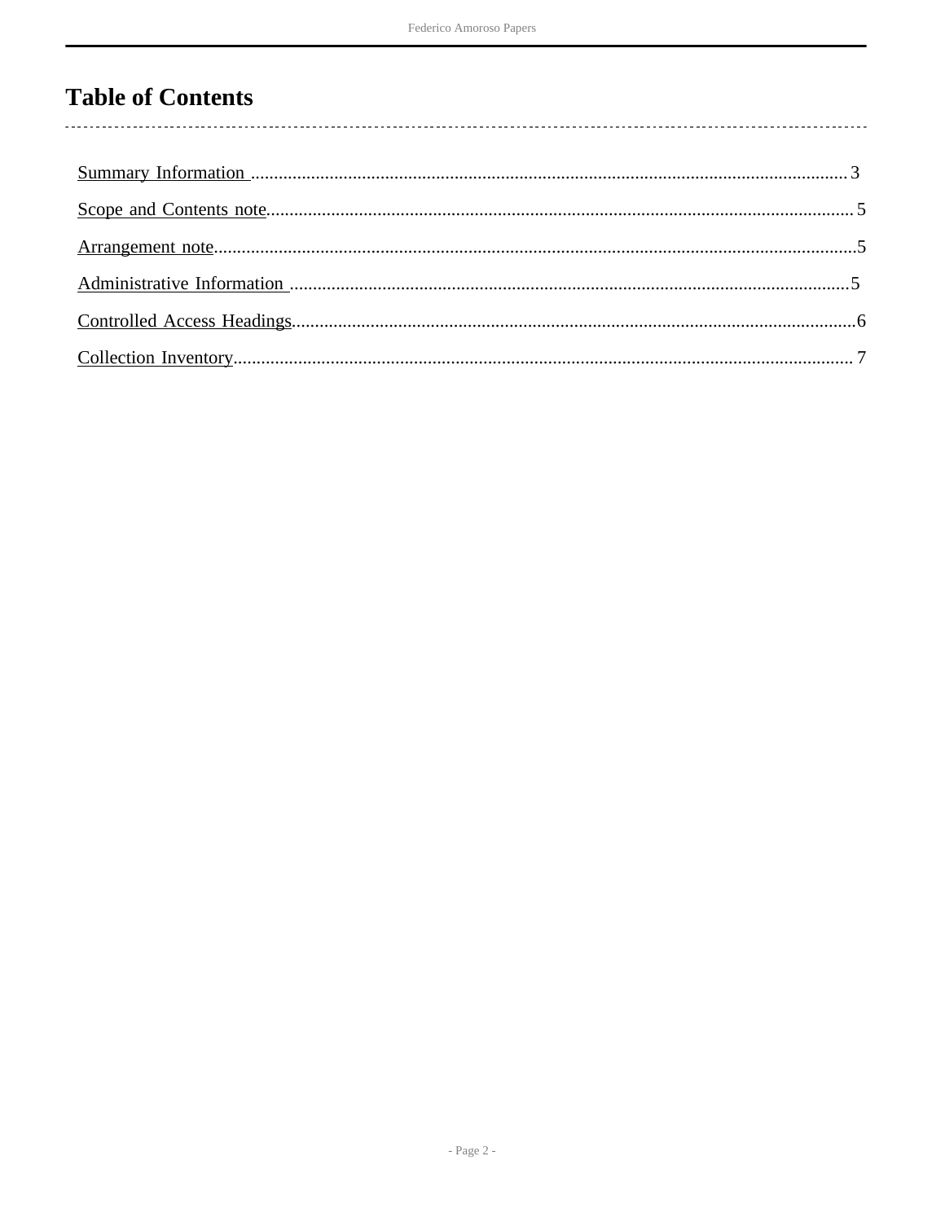# Table of Contents

Summary Information ........................................................................................................................ 3

Scope and Contents note.................................................................................................................. 5

Arrangement note.............................................................................................................................. 5

Administrative Information ............................................................................................................ 5

Controlled Access Headings............................................................................................................. 6

Collection Inventory.......................................................................................................................... 7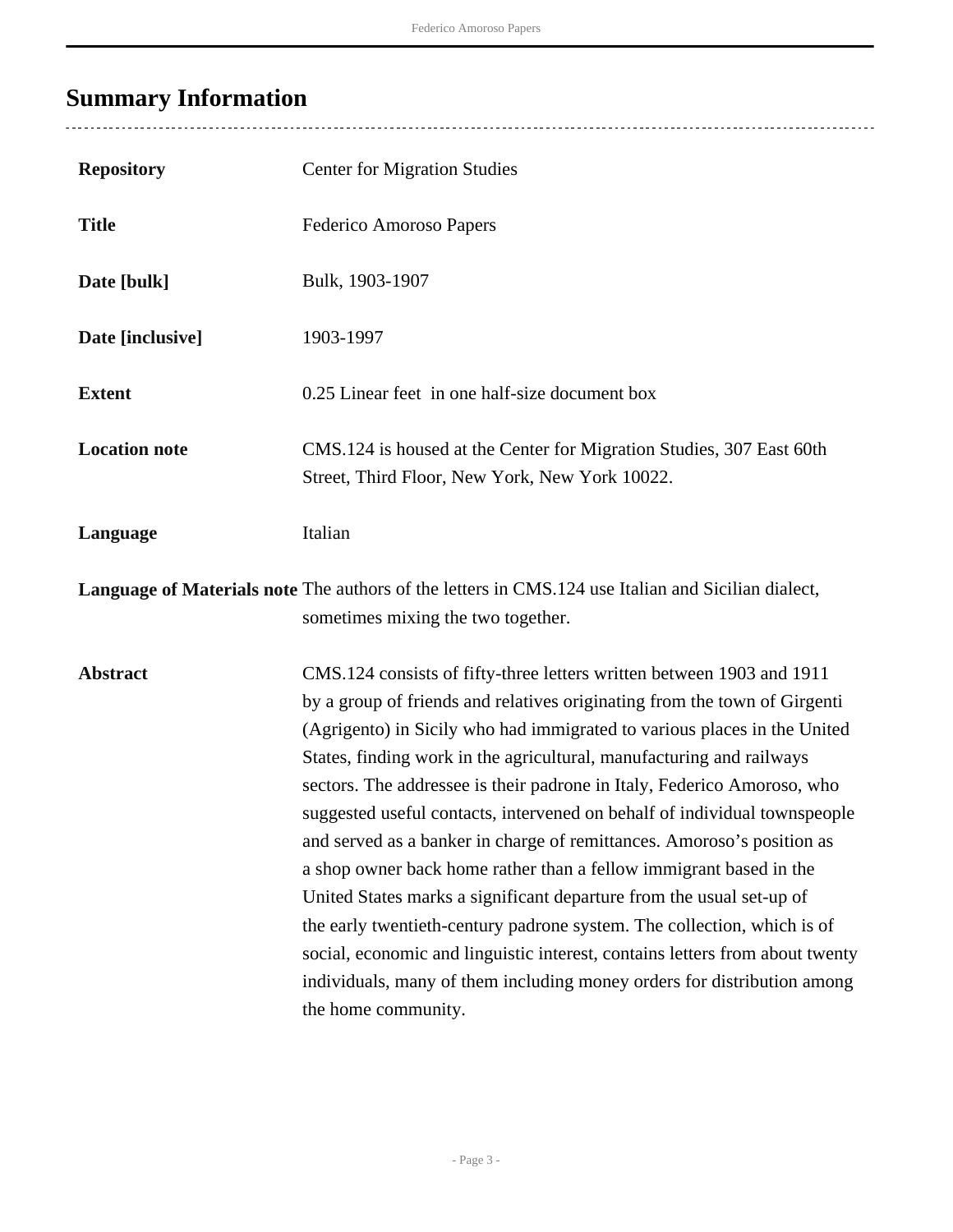## Summary Information

| | |
|---|---|
| **Repository** | Center for Migration Studies |
| **Title** | Federico Amoroso Papers |
| **Date [bulk]** | Bulk, 1903-1907 |
| **Date [inclusive]** | 1903-1997 |
| **Extent** | 0.25 Linear feet in one half-size document box |
| **Location note** | CMS.124 is housed at the Center for Migration Studies, 307 East 60th Street, Third Floor, New York, New York 10022. |
| **Language** | Italian |
| **Language of Materials note** | The authors of the letters in CMS.124 use Italian and Sicilian dialect, sometimes mixing the two together. |
| **Abstract** | CMS.124 consists of fifty-three letters written between 1903 and 1911 by a group of friends and relatives originating from the town of Girgenti (Agrigento) in Sicily who had immigrated to various places in the United States, finding work in the agricultural, manufacturing and railways sectors. The addressee is their padrone in Italy, Federico Amoroso, who suggested useful contacts, intervened on behalf of individual townspeople and served as a banker in charge of remittances. Amoroso's position as a shop owner back home rather than a fellow immigrant based in the United States marks a significant departure from the usual set-up of the early twentieth-century padrone system. The collection, which is of social, economic and linguistic interest, contains letters from about twenty individuals, many of them including money orders for distribution among the home community. |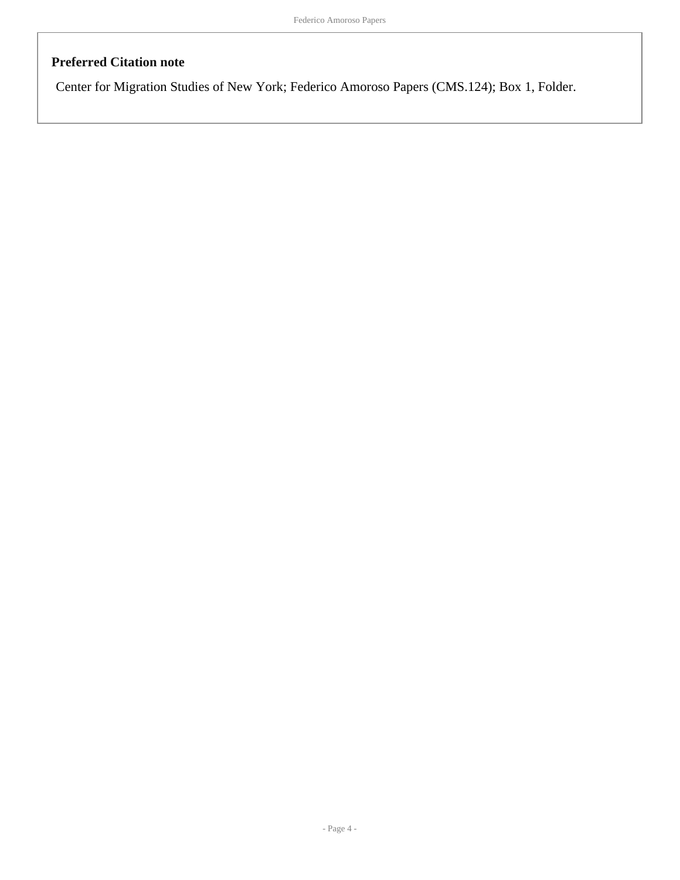### Preferred Citation note

Center for Migration Studies of New York; Federico Amoroso Papers (CMS.124); Box 1, Folder.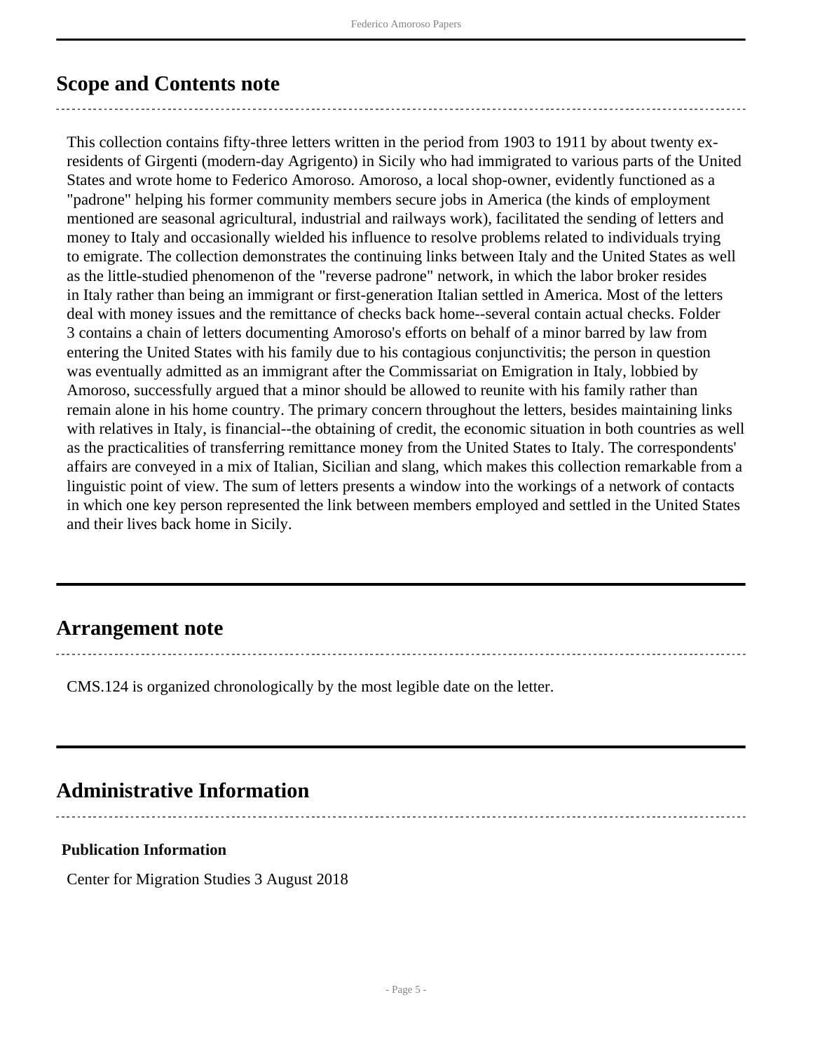## Scope and Contents note

This collection contains fifty-three letters written in the period from 1903 to 1911 by about twenty ex-residents of Girgenti (modern-day Agrigento) in Sicily who had immigrated to various parts of the United States and wrote home to Federico Amoroso. Amoroso, a local shop-owner, evidently functioned as a "padrone" helping his former community members secure jobs in America (the kinds of employment mentioned are seasonal agricultural, industrial and railways work), facilitated the sending of letters and money to Italy and occasionally wielded his influence to resolve problems related to individuals trying to emigrate. The collection demonstrates the continuing links between Italy and the United States as well as the little-studied phenomenon of the "reverse padrone" network, in which the labor broker resides in Italy rather than being an immigrant or first-generation Italian settled in America. Most of the letters deal with money issues and the remittance of checks back home--several contain actual checks. Folder 3 contains a chain of letters documenting Amoroso's efforts on behalf of a minor barred by law from entering the United States with his family due to his contagious conjunctivitis; the person in question was eventually admitted as an immigrant after the Commissariat on Emigration in Italy, lobbied by Amoroso, successfully argued that a minor should be allowed to reunite with his family rather than remain alone in his home country. The primary concern throughout the letters, besides maintaining links with relatives in Italy, is financial--the obtaining of credit, the economic situation in both countries as well as the practicalities of transferring remittance money from the United States to Italy. The correspondents' affairs are conveyed in a mix of Italian, Sicilian and slang, which makes this collection remarkable from a linguistic point of view. The sum of letters presents a window into the workings of a network of contacts in which one key person represented the link between members employed and settled in the United States and their lives back home in Sicily.

## Arrangement note

CMS.124 is organized chronologically by the most legible date on the letter.

## Administrative Information

### Publication Information

Center for Migration Studies 3 August 2018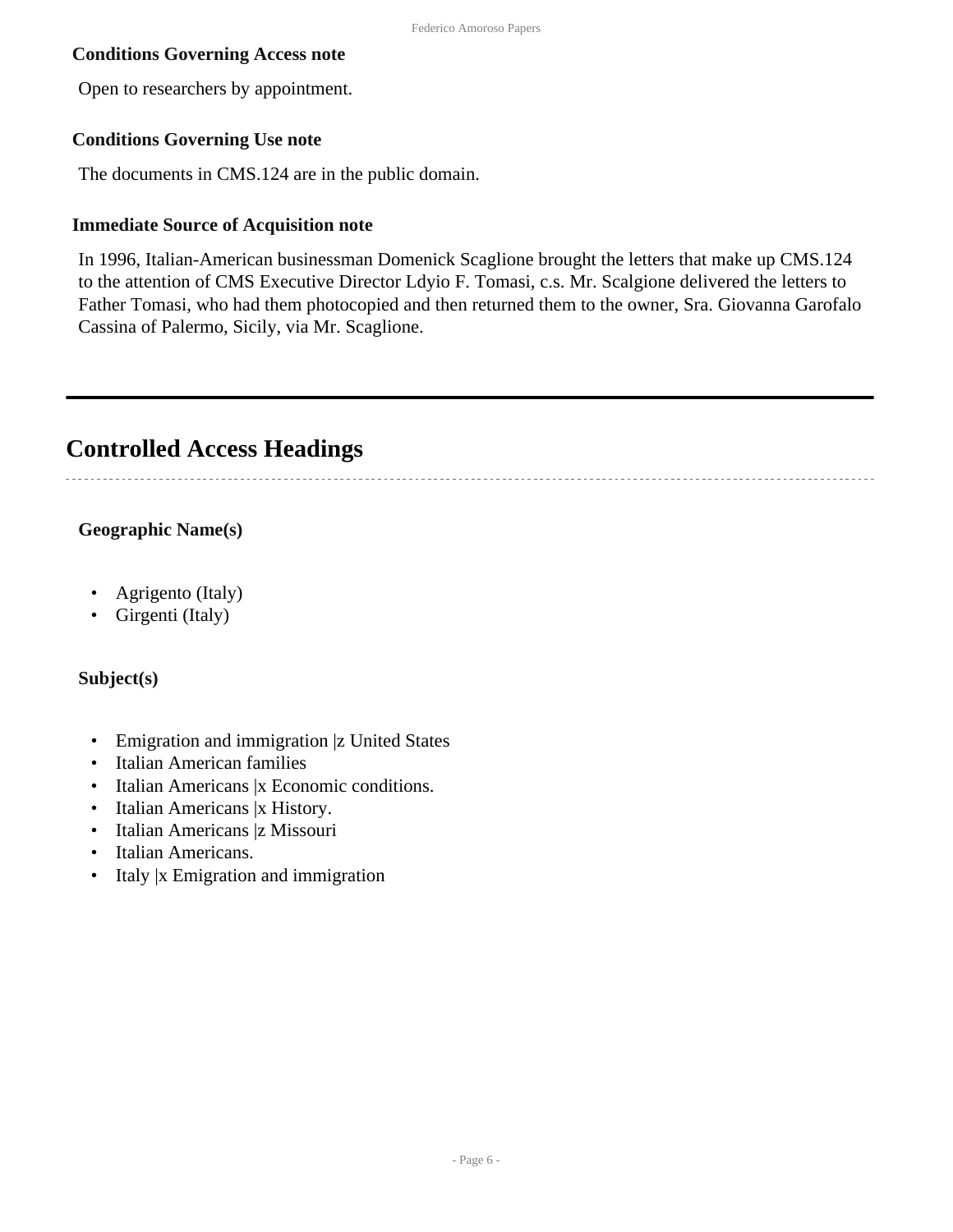### Conditions Governing Access note

Open to researchers by appointment.

### Conditions Governing Use note

The documents in CMS.124 are in the public domain.

### Immediate Source of Acquisition note

In 1996, Italian-American businessman Domenick Scaglione brought the letters that make up CMS.124 to the attention of CMS Executive Director Ldyio F. Tomasi, c.s. Mr. Scalgione delivered the letters to Father Tomasi, who had them photocopied and then returned them to the owner, Sra. Giovanna Garofalo Cassina of Palermo, Sicily, via Mr. Scaglione.

---

## Controlled Access Headings

### Geographic Name(s)

- Agrigento (Italy)
- Girgenti (Italy)

### Subject(s)

- Emigration and immigration |z United States
- Italian American families
- Italian Americans |x Economic conditions.
- Italian Americans |x History.
- Italian Americans |z Missouri
- Italian Americans.
- Italy |x Emigration and immigration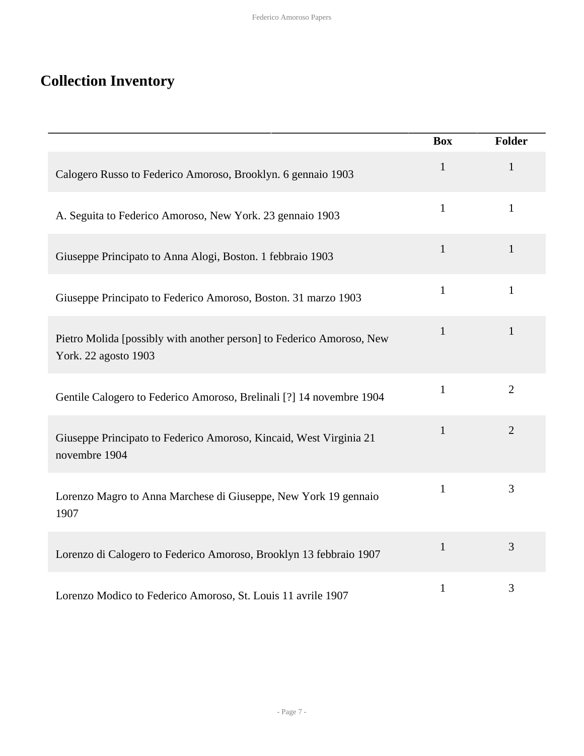## Collection Inventory

| | Box | Folder |
|---|---|---|
| Calogero Russo to Federico Amoroso, Brooklyn. 6 gennaio 1903 | 1 | 1 |
| A. Seguita to Federico Amoroso, New York. 23 gennaio 1903 | 1 | 1 |
| Giuseppe Principato to Anna Alogi, Boston. 1 febbraio 1903 | 1 | 1 |
| Giuseppe Principato to Federico Amoroso, Boston. 31 marzo 1903 | 1 | 1 |
| Pietro Molida [possibly with another person] to Federico Amoroso, New York. 22 agosto 1903 | 1 | 1 |
| Gentile Calogero to Federico Amoroso, Brelinali [?] 14 novembre 1904 | 1 | 2 |
| Giuseppe Principato to Federico Amoroso, Kincaid, West Virginia 21 novembre 1904 | 1 | 2 |
| Lorenzo Magro to Anna Marchese di Giuseppe, New York 19 gennaio 1907 | 1 | 3 |
| Lorenzo di Calogero to Federico Amoroso, Brooklyn 13 febbraio 1907 | 1 | 3 |
| Lorenzo Modico to Federico Amoroso, St. Louis 11 avrile 1907 | 1 | 3 |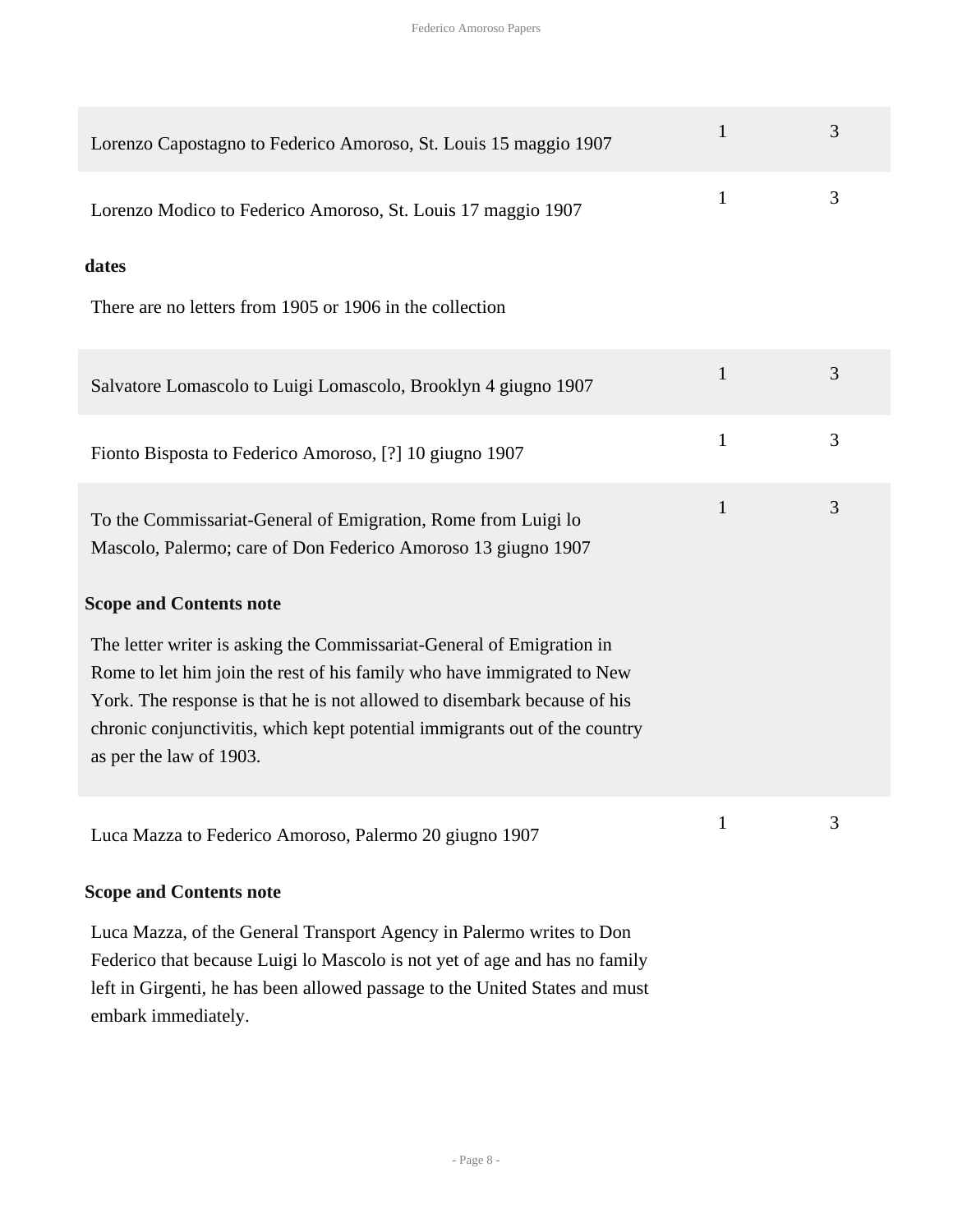| | | |
|---|---|---|
| Lorenzo Capostagno to Federico Amoroso, St. Louis 15 maggio 1907 | 1 | 3 |
| Lorenzo Modico to Federico Amoroso, St. Louis 17 maggio 1907 | 1 | 3 |

**dates**

There are no letters from 1905 or 1906 in the collection

| | | |
|---|---|---|
| Salvatore Lomascolo to Luigi Lomascolo, Brooklyn 4 giugno 1907 | 1 | 3 |
| Fionto Bisposta to Federico Amoroso, [?] 10 giugno 1907 | 1 | 3 |
| To the Commissariat-General of Emigration, Rome from Luigi lo Mascolo, Palermo; care of Don Federico Amoroso 13 giugno 1907 | 1 | 3 |

**Scope and Contents note**

The letter writer is asking the Commissariat-General of Emigration in Rome to let him join the rest of his family who have immigrated to New York. The response is that he is not allowed to disembark because of his chronic conjunctivitis, which kept potential immigrants out of the country as per the law of 1903.

| | | |
|---|---|---|
| Luca Mazza to Federico Amoroso, Palermo 20 giugno 1907 | 1 | 3 |

**Scope and Contents note**

Luca Mazza, of the General Transport Agency in Palermo writes to Don Federico that because Luigi lo Mascolo is not yet of age and has no family left in Girgenti, he has been allowed passage to the United States and must embark immediately.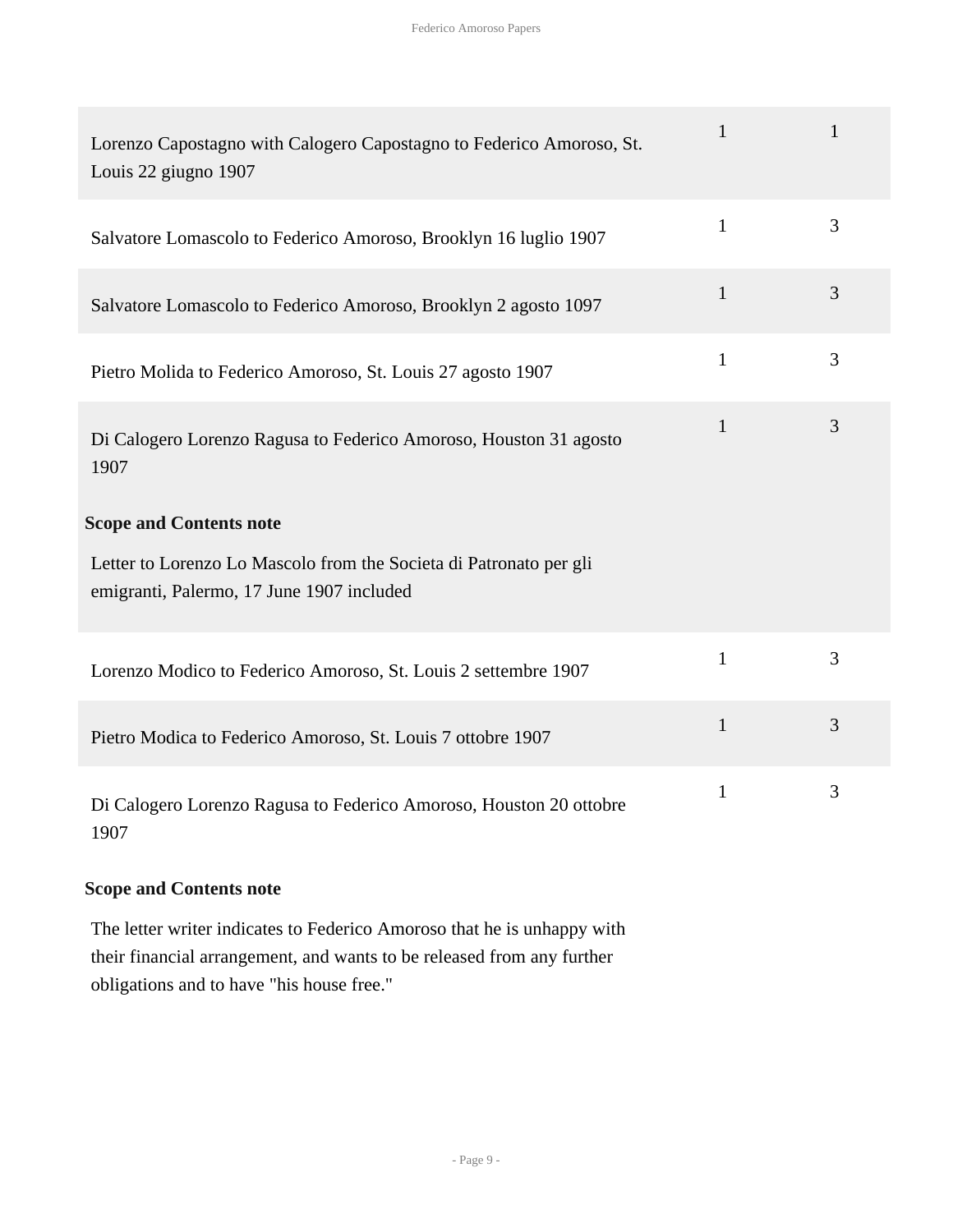| | | |
|---|---|---|
| Lorenzo Capostagno with Calogero Capostagno to Federico Amoroso, St. Louis 22 giugno 1907 | 1 | 1 |
| Salvatore Lomascolo to Federico Amoroso, Brooklyn 16 luglio 1907 | 1 | 3 |
| Salvatore Lomascolo to Federico Amoroso, Brooklyn 2 agosto 1097 | 1 | 3 |
| Pietro Molida to Federico Amoroso, St. Louis 27 agosto 1907 | 1 | 3 |
| Di Calogero Lorenzo Ragusa to Federico Amoroso, Houston 31 agosto 1907 | 1 | 3 |

**Scope and Contents note**

Letter to Lorenzo Lo Mascolo from the Societa di Patronato per gli emigranti, Palermo, 17 June 1907 included

| | | |
|---|---|---|
| Lorenzo Modico to Federico Amoroso, St. Louis 2 settembre 1907 | 1 | 3 |
| Pietro Modica to Federico Amoroso, St. Louis 7 ottobre 1907 | 1 | 3 |
| Di Calogero Lorenzo Ragusa to Federico Amoroso, Houston 20 ottobre 1907 | 1 | 3 |

**Scope and Contents note**

The letter writer indicates to Federico Amoroso that he is unhappy with their financial arrangement, and wants to be released from any further obligations and to have "his house free."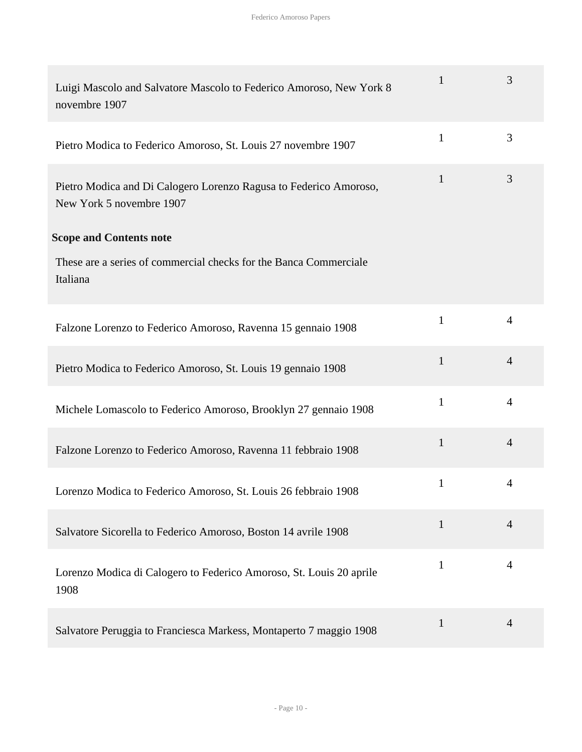| | | |
|---|---|---|
| Luigi Mascolo and Salvatore Mascolo to Federico Amoroso, New York 8 novembre 1907 | 1 | 3 |
| Pietro Modica to Federico Amoroso, St. Louis 27 novembre 1907 | 1 | 3 |
| Pietro Modica and Di Calogero Lorenzo Ragusa to Federico Amoroso, New York 5 novembre 1907<br><br>**Scope and Contents note**<br><br>These are a series of commercial checks for the Banca Commerciale Italiana | 1 | 3 |
| Falzone Lorenzo to Federico Amoroso, Ravenna 15 gennaio 1908 | 1 | 4 |
| Pietro Modica to Federico Amoroso, St. Louis 19 gennaio 1908 | 1 | 4 |
| Michele Lomascolo to Federico Amoroso, Brooklyn 27 gennaio 1908 | 1 | 4 |
| Falzone Lorenzo to Federico Amoroso, Ravenna 11 febbraio 1908 | 1 | 4 |
| Lorenzo Modica to Federico Amoroso, St. Louis 26 febbraio 1908 | 1 | 4 |
| Salvatore Sicorella to Federico Amoroso, Boston 14 avrile 1908 | 1 | 4 |
| Lorenzo Modica di Calogero to Federico Amoroso, St. Louis 20 aprile 1908 | 1 | 4 |
| Salvatore Peruggia to Franciesca Markess, Montaperto 7 maggio 1908 | 1 | 4 |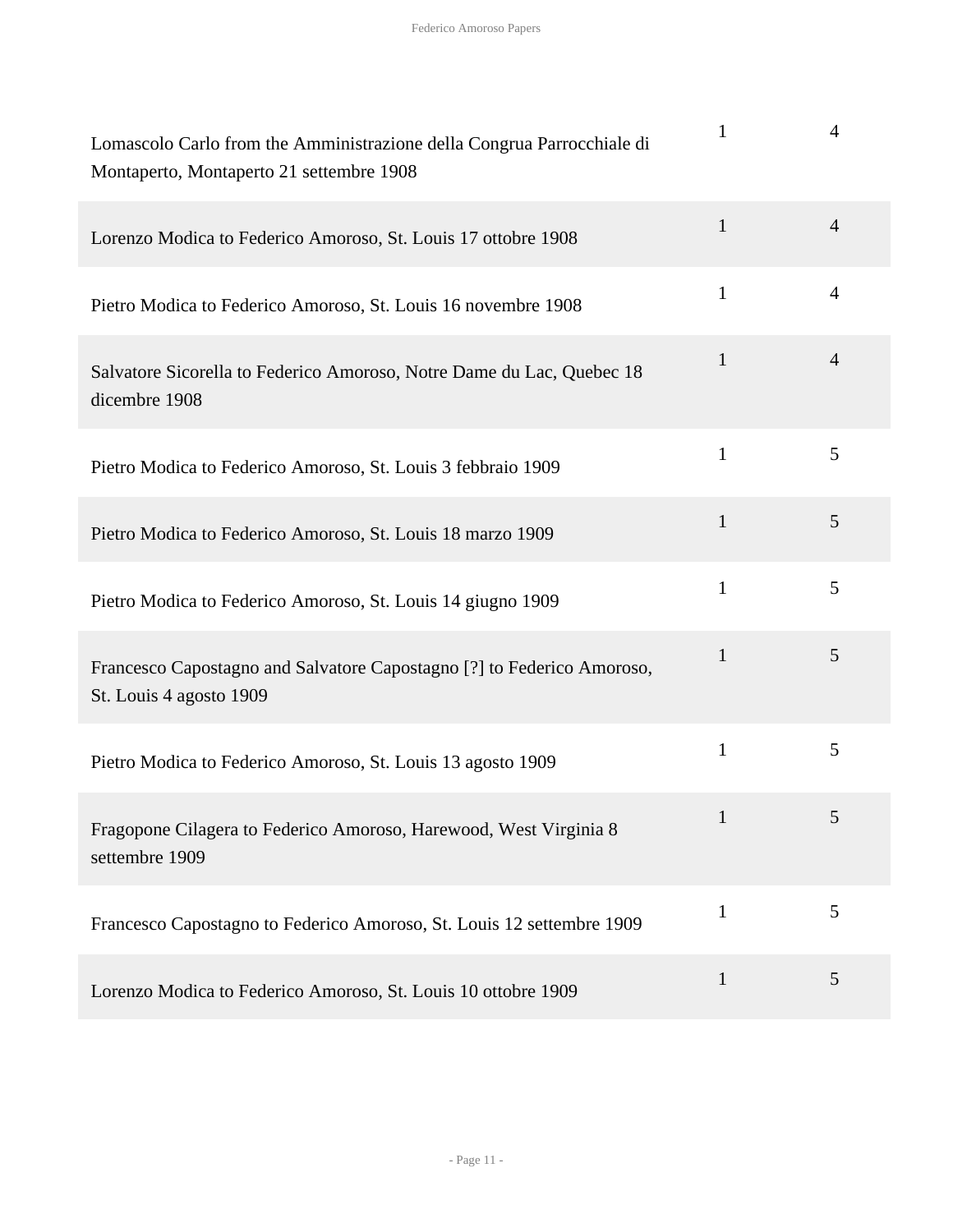| | | |
|---|---|---|
| Lomascolo Carlo from the Amministrazione della Congrua Parrocchiale di Montaperto, Montaperto 21 settembre 1908 | 1 | 4 |
| Lorenzo Modica to Federico Amoroso, St. Louis 17 ottobre 1908 | 1 | 4 |
| Pietro Modica to Federico Amoroso, St. Louis 16 novembre 1908 | 1 | 4 |
| Salvatore Sicorella to Federico Amoroso, Notre Dame du Lac, Quebec 18 dicembre 1908 | 1 | 4 |
| Pietro Modica to Federico Amoroso, St. Louis 3 febbraio 1909 | 1 | 5 |
| Pietro Modica to Federico Amoroso, St. Louis 18 marzo 1909 | 1 | 5 |
| Pietro Modica to Federico Amoroso, St. Louis 14 giugno 1909 | 1 | 5 |
| Francesco Capostagno and Salvatore Capostagno [?] to Federico Amoroso, St. Louis 4 agosto 1909 | 1 | 5 |
| Pietro Modica to Federico Amoroso, St. Louis 13 agosto 1909 | 1 | 5 |
| Fragopone Cilagera to Federico Amoroso, Harewood, West Virginia 8 settembre 1909 | 1 | 5 |
| Francesco Capostagno to Federico Amoroso, St. Louis 12 settembre 1909 | 1 | 5 |
| Lorenzo Modica to Federico Amoroso, St. Louis 10 ottobre 1909 | 1 | 5 |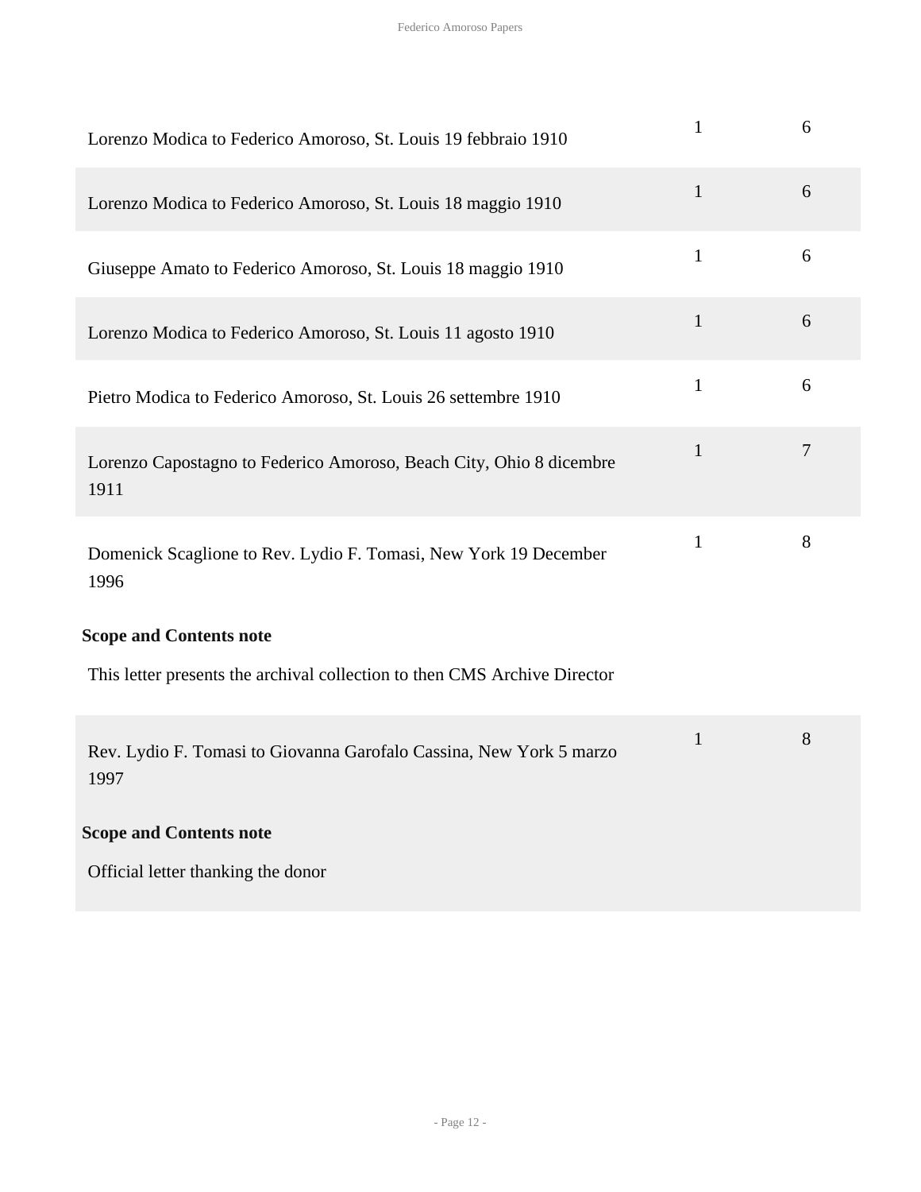| | | |
|---|---|---|
| Lorenzo Modica to Federico Amoroso, St. Louis 19 febbraio 1910 | 1 | 6 |
| Lorenzo Modica to Federico Amoroso, St. Louis 18 maggio 1910 | 1 | 6 |
| Giuseppe Amato to Federico Amoroso, St. Louis 18 maggio 1910 | 1 | 6 |
| Lorenzo Modica to Federico Amoroso, St. Louis 11 agosto 1910 | 1 | 6 |
| Pietro Modica to Federico Amoroso, St. Louis 26 settembre 1910 | 1 | 6 |
| Lorenzo Capostagno to Federico Amoroso, Beach City, Ohio 8 dicembre 1911 | 1 | 7 |
| Domenick Scaglione to Rev. Lydio F. Tomasi, New York 19 December 1996 | 1 | 8 |

**Scope and Contents note**

This letter presents the archival collection to then CMS Archive Director

| | | |
|---|---|---|
| Rev. Lydio F. Tomasi to Giovanna Garofalo Cassina, New York 5 marzo 1997 | 1 | 8 |

**Scope and Contents note**

Official letter thanking the donor